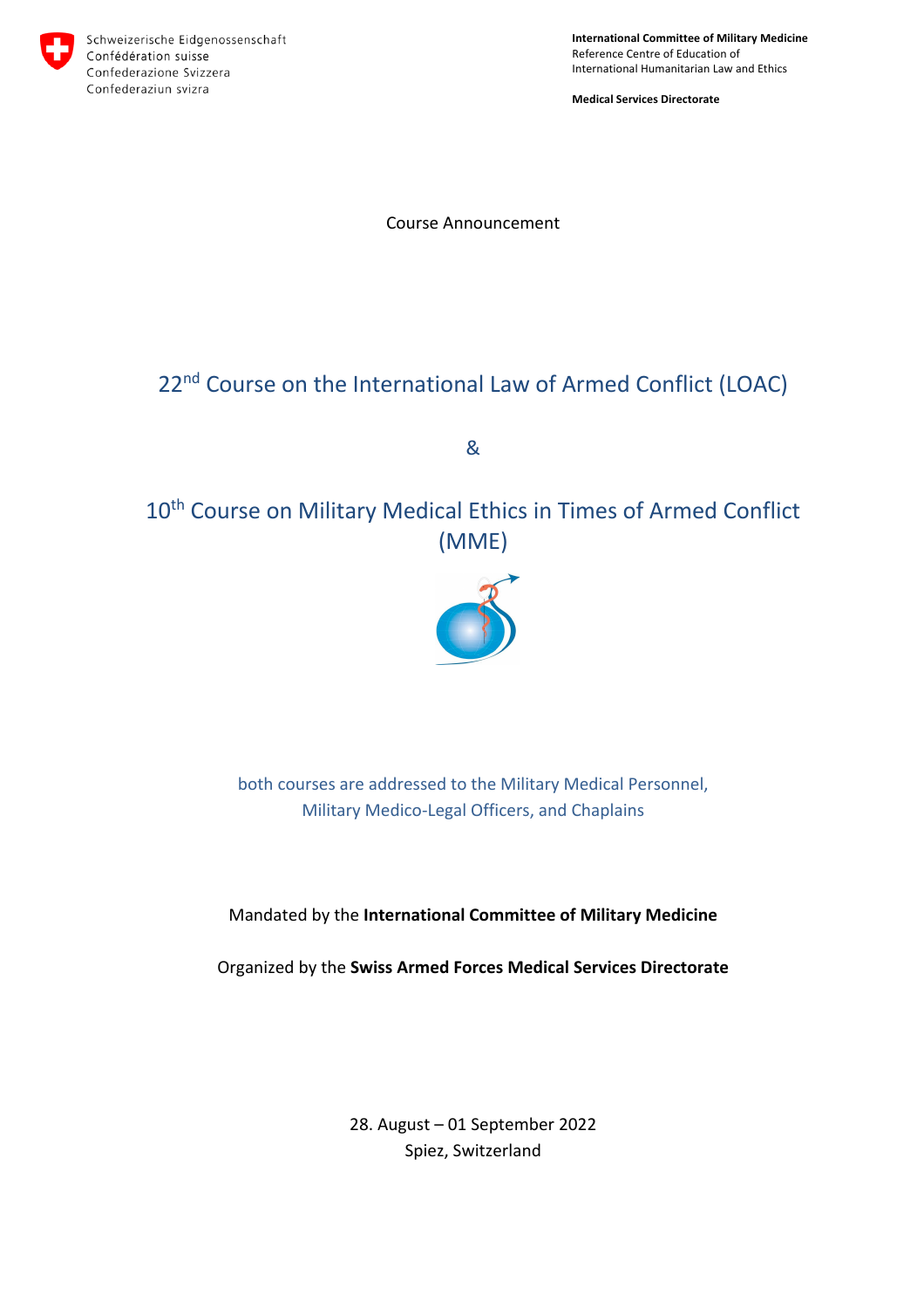Schweizerische Eidgenossenschaft
Confédération suisse
Confederazione Svizzera
Confederaziun svizra

**International Committee of Military Medicine**
Reference Centre of Education of
International Humanitarian Law and Ethics

**Medical Services Directorate**

Course Announcement

# 22nd Course on the International Law of Armed Conflict (LOAC)

&

# 10th Course on Military Medical Ethics in Times of Armed Conflict (MME)

both courses are addressed to the Military Medical Personnel,
Military Medico-Legal Officers, and Chaplains

Mandated by the **International Committee of Military Medicine**

Organized by the **Swiss Armed Forces Medical Services Directorate**

28. August – 01 September 2022
Spiez, Switzerland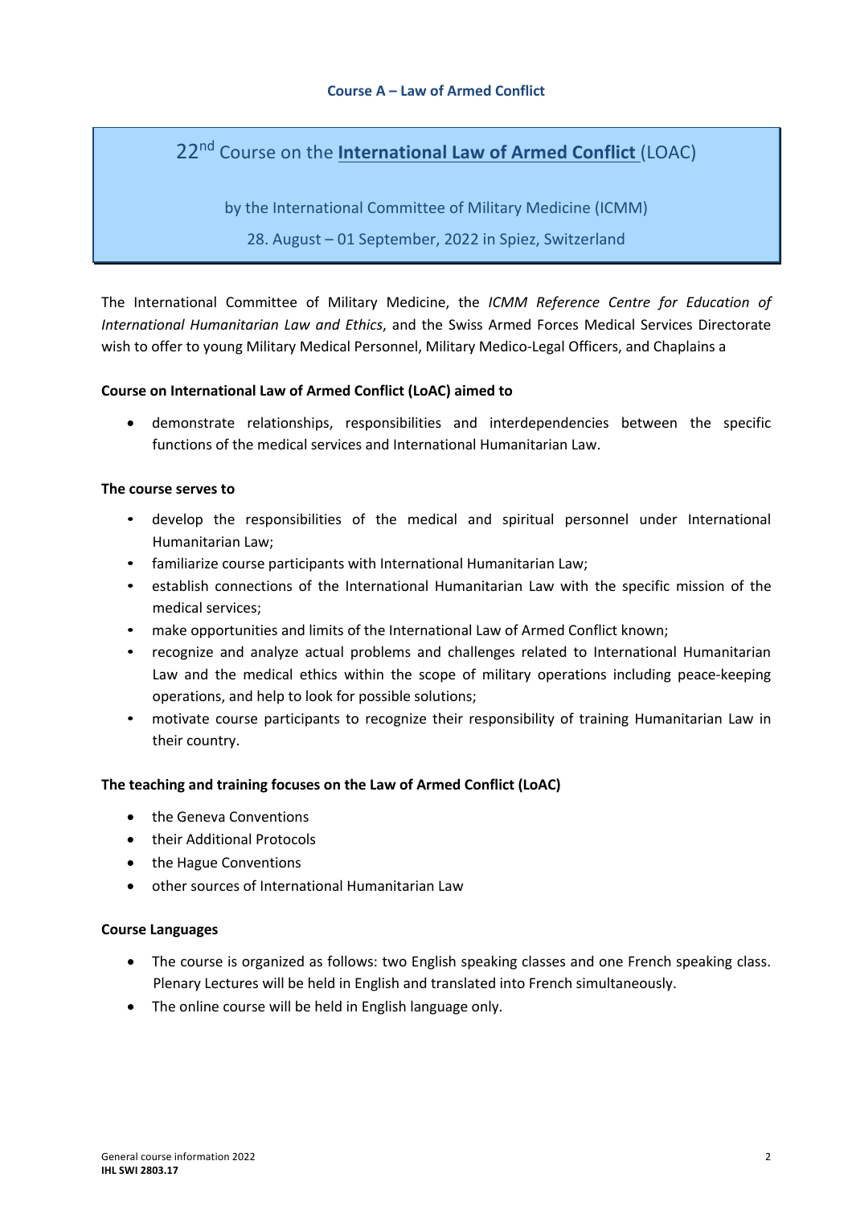**Course A – Law of Armed Conflict**

# 22nd Course on the International Law of Armed Conflict (LOAC)

by the International Committee of Military Medicine (ICMM)

28. August – 01 September, 2022 in Spiez, Switzerland

The International Committee of Military Medicine, the *ICMM Reference Centre for Education of International Humanitarian Law and Ethics*, and the Swiss Armed Forces Medical Services Directorate wish to offer to young Military Medical Personnel, Military Medico-Legal Officers, and Chaplains a

**Course on International Law of Armed Conflict (LoAC) aimed to**

- demonstrate relationships, responsibilities and interdependencies between the specific functions of the medical services and International Humanitarian Law.

**The course serves to**

- develop the responsibilities of the medical and spiritual personnel under International Humanitarian Law;
- familiarize course participants with International Humanitarian Law;
- establish connections of the International Humanitarian Law with the specific mission of the medical services;
- make opportunities and limits of the International Law of Armed Conflict known;
- recognize and analyze actual problems and challenges related to International Humanitarian Law and the medical ethics within the scope of military operations including peace-keeping operations, and help to look for possible solutions;
- motivate course participants to recognize their responsibility of training Humanitarian Law in their country.

**The teaching and training focuses on the Law of Armed Conflict (LoAC)**

- the Geneva Conventions
- their Additional Protocols
- the Hague Conventions
- other sources of International Humanitarian Law

**Course Languages**

- The course is organized as follows: two English speaking classes and one French speaking class. Plenary Lectures will be held in English and translated into French simultaneously.
- The online course will be held in English language only.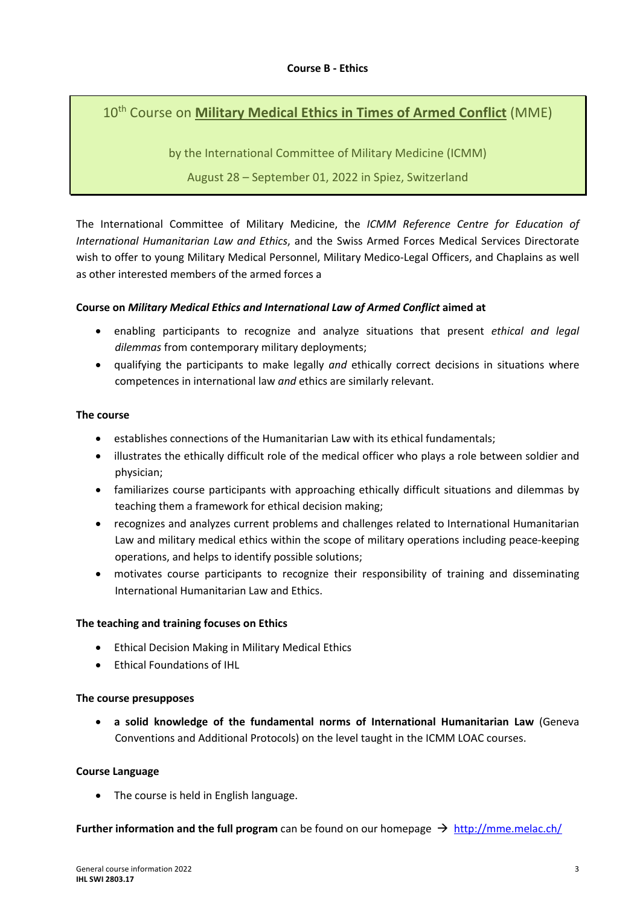**Course B - Ethics**

10th Course on **Military Medical Ethics in Times of Armed Conflict** (MME)

by the International Committee of Military Medicine (ICMM)

August 28 – September 01, 2022 in Spiez, Switzerland

The International Committee of Military Medicine, the *ICMM Reference Centre for Education of International Humanitarian Law and Ethics*, and the Swiss Armed Forces Medical Services Directorate wish to offer to young Military Medical Personnel, Military Medico-Legal Officers, and Chaplains as well as other interested members of the armed forces a

**Course on *Military Medical Ethics and International Law of Armed Conflict* aimed at**

- enabling participants to recognize and analyze situations that present *ethical and legal dilemmas* from contemporary military deployments;
- qualifying the participants to make legally *and* ethically correct decisions in situations where competences in international law *and* ethics are similarly relevant.

**The course**

- establishes connections of the Humanitarian Law with its ethical fundamentals;
- illustrates the ethically difficult role of the medical officer who plays a role between soldier and physician;
- familiarizes course participants with approaching ethically difficult situations and dilemmas by teaching them a framework for ethical decision making;
- recognizes and analyzes current problems and challenges related to International Humanitarian Law and military medical ethics within the scope of military operations including peace-keeping operations, and helps to identify possible solutions;
- motivates course participants to recognize their responsibility of training and disseminating International Humanitarian Law and Ethics.

**The teaching and training focuses on Ethics**

- Ethical Decision Making in Military Medical Ethics
- Ethical Foundations of IHL

**The course presupposes**

- **a solid knowledge of the fundamental norms of International Humanitarian Law** (Geneva Conventions and Additional Protocols) on the level taught in the ICMM LOAC courses.

**Course Language**

- The course is held in English language.

**Further information and the full program** can be found on our homepage → http://mme.melac.ch/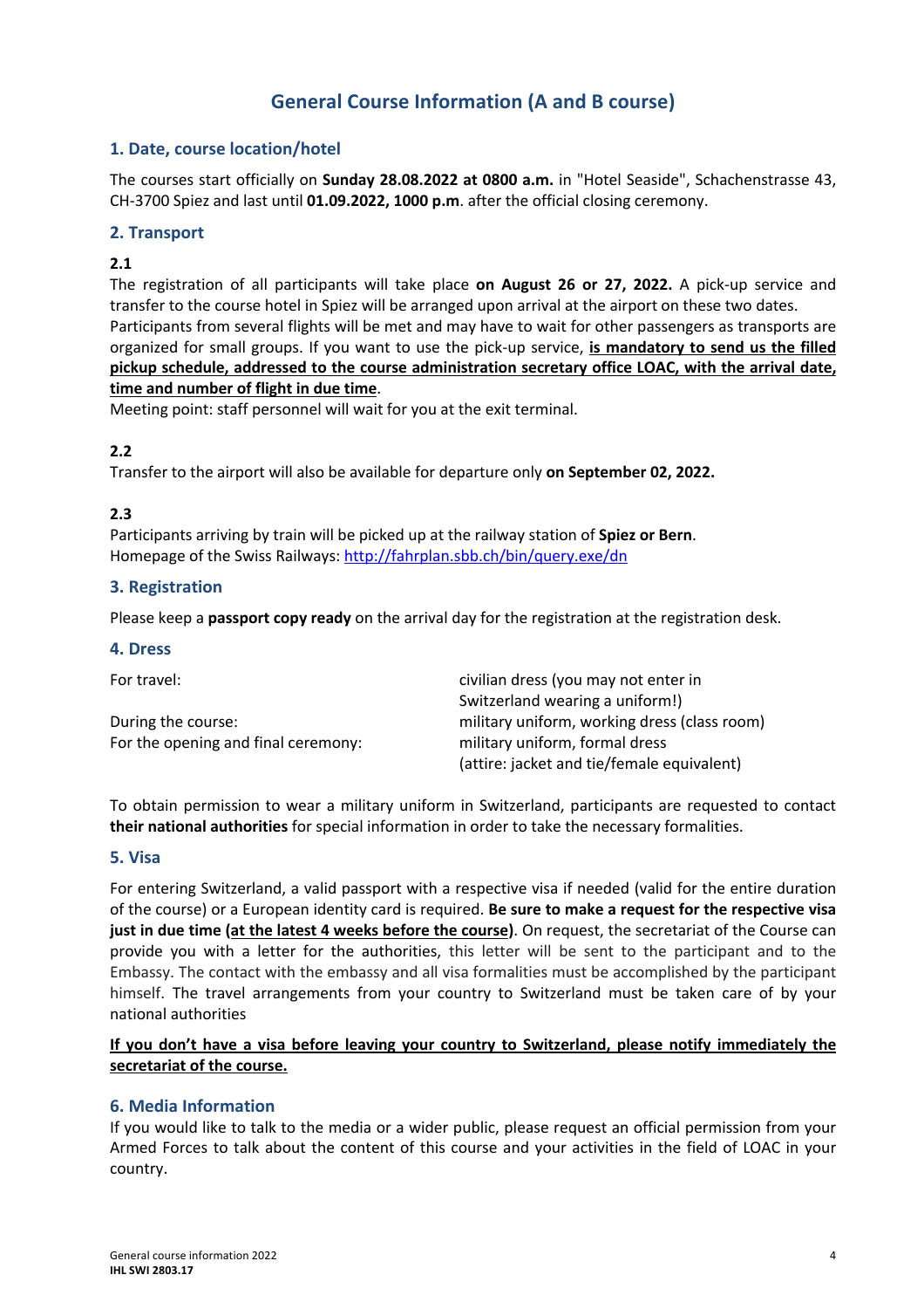# General Course Information (A and B course)

## 1. Date, course location/hotel

The courses start officially on **Sunday 28.08.2022 at 0800 a.m.** in "Hotel Seaside", Schachenstrasse 43, CH-3700 Spiez and last until **01.09.2022, 1000 p.m**. after the official closing ceremony.

## 2. Transport

**2.1**

The registration of all participants will take place **on August 26 or 27, 2022.** A pick-up service and transfer to the course hotel in Spiez will be arranged upon arrival at the airport on these two dates.
Participants from several flights will be met and may have to wait for other passengers as transports are organized for small groups. If you want to use the pick-up service, **is mandatory to send us the filled pickup schedule, addressed to the course administration secretary office LOAC, with the arrival date, time and number of flight in due time**.
Meeting point: staff personnel will wait for you at the exit terminal.

**2.2**

Transfer to the airport will also be available for departure only **on September 02, 2022.**

**2.3**

Participants arriving by train will be picked up at the railway station of **Spiez or Bern**.
Homepage of the Swiss Railways: http://fahrplan.sbb.ch/bin/query.exe/dn

## 3. Registration

Please keep a **passport copy ready** on the arrival day for the registration at the registration desk.

## 4. Dress

| | |
|---|---|
| For travel: | civilian dress (you may not enter in Switzerland wearing a uniform!) |
| During the course: | military uniform, working dress (class room) |
| For the opening and final ceremony: | military uniform, formal dress (attire: jacket and tie/female equivalent) |

To obtain permission to wear a military uniform in Switzerland, participants are requested to contact **their national authorities** for special information in order to take the necessary formalities.

## 5. Visa

For entering Switzerland, a valid passport with a respective visa if needed (valid for the entire duration of the course) or a European identity card is required. **Be sure to make a request for the respective visa just in due time (at the latest 4 weeks before the course)**. On request, the secretariat of the Course can provide you with a letter for the authorities, this letter will be sent to the participant and to the Embassy. The contact with the embassy and all visa formalities must be accomplished by the participant himself. The travel arrangements from your country to Switzerland must be taken care of by your national authorities

**If you don't have a visa before leaving your country to Switzerland, please notify immediately the secretariat of the course.**

## 6. Media Information

If you would like to talk to the media or a wider public, please request an official permission from your Armed Forces to talk about the content of this course and your activities in the field of LOAC in your country.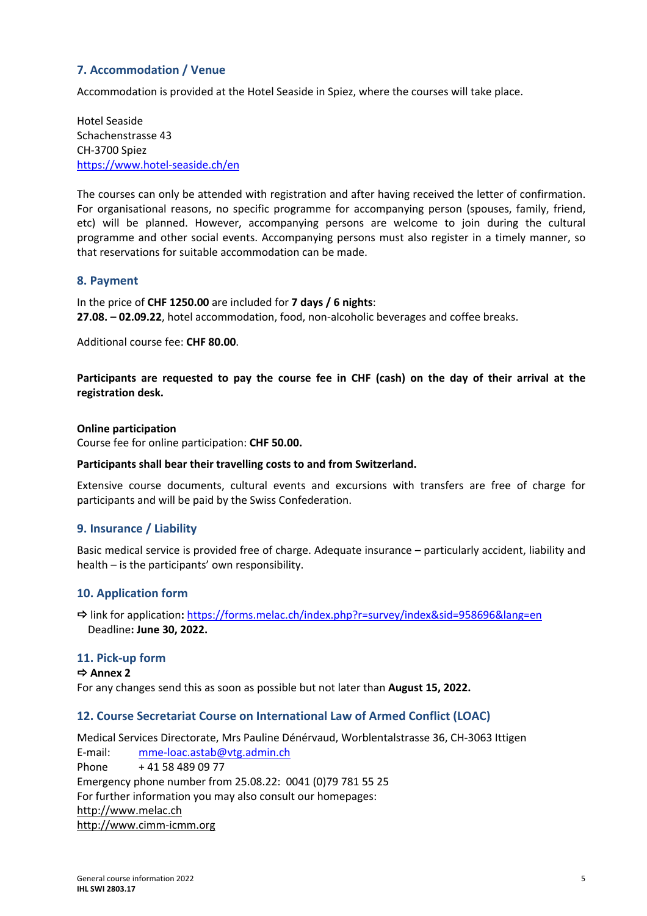## 7. Accommodation / Venue

Accommodation is provided at the Hotel Seaside in Spiez, where the courses will take place.

Hotel Seaside
Schachenstrasse 43
CH-3700 Spiez
https://www.hotel-seaside.ch/en

The courses can only be attended with registration and after having received the letter of confirmation. For organisational reasons, no specific programme for accompanying person (spouses, family, friend, etc) will be planned. However, accompanying persons are welcome to join during the cultural programme and other social events. Accompanying persons must also register in a timely manner, so that reservations for suitable accommodation can be made.

## 8. Payment

In the price of **CHF 1250.00** are included for **7 days / 6 nights**:
**27.08. – 02.09.22**, hotel accommodation, food, non-alcoholic beverages and coffee breaks.

Additional course fee: **CHF 80.00**.

**Participants are requested to pay the course fee in CHF (cash) on the day of their arrival at the registration desk.**

**Online participation**
Course fee for online participation: **CHF 50.00.**

**Participants shall bear their travelling costs to and from Switzerland.**

Extensive course documents, cultural events and excursions with transfers are free of charge for participants and will be paid by the Swiss Confederation.

## 9. Insurance / Liability

Basic medical service is provided free of charge. Adequate insurance – particularly accident, liability and health – is the participants' own responsibility.

## 10. Application form

⇨ link for application**:** https://forms.melac.ch/index.php?r=survey/index&sid=958696&lang=en
Deadline**: June 30, 2022.**

## 11. Pick-up form

⇨ **Annex 2**
For any changes send this as soon as possible but not later than **August 15, 2022.**

## 12. Course Secretariat Course on International Law of Armed Conflict (LOAC)

Medical Services Directorate, Mrs Pauline Dénérvaud, Worblentalstrasse 36, CH-3063 Ittigen
E-mail: mme-loac.astab@vtg.admin.ch
Phone + 41 58 489 09 77
Emergency phone number from 25.08.22: 0041 (0)79 781 55 25
For further information you may also consult our homepages:
http://www.melac.ch
http://www.cimm-icmm.org